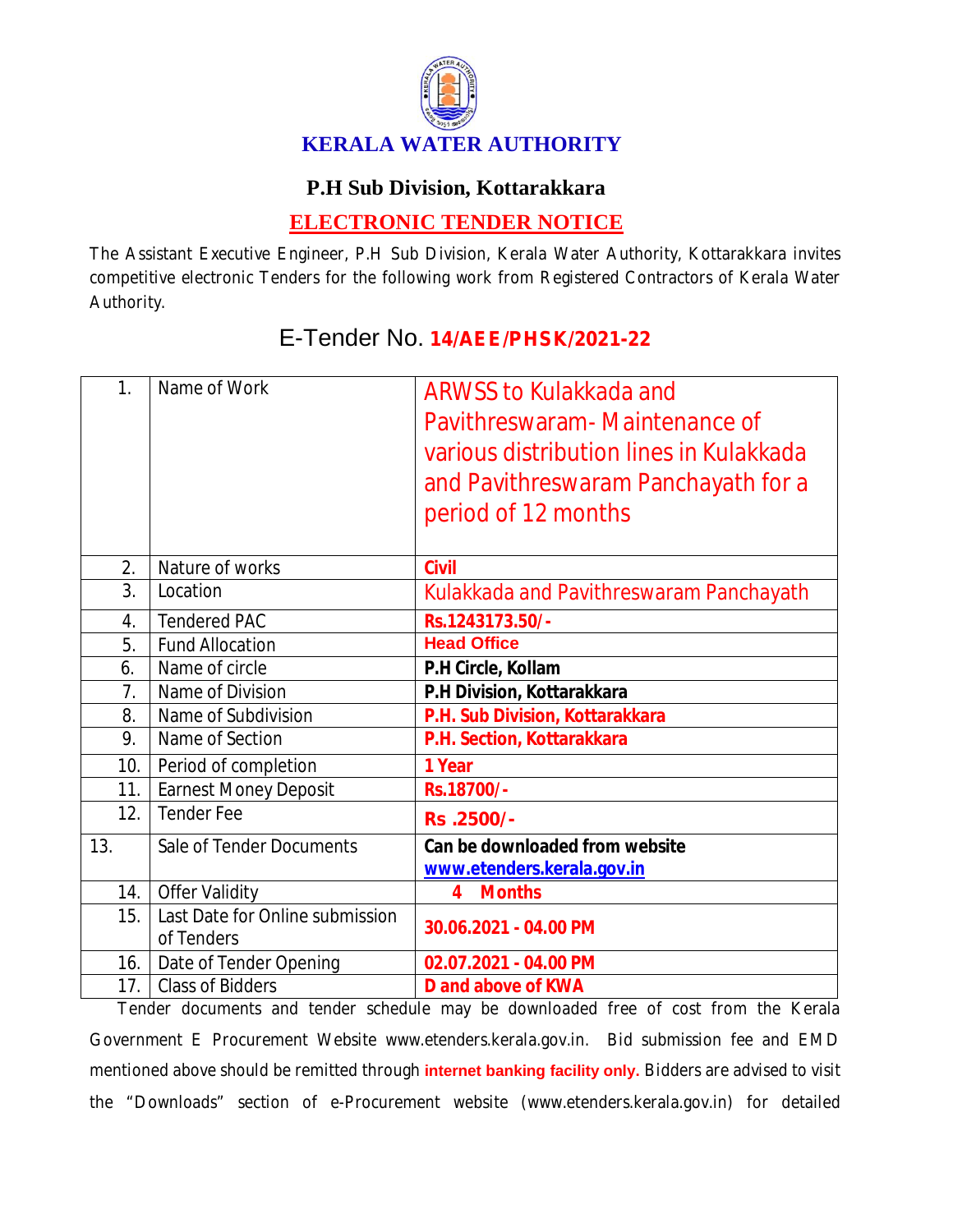# KERALA WATER AUTHORITY

## P.H Sub Division, Kottarakkara

## ELECTRONIC TENDER NOTICE

The Assistant Executive Engineer, P.H Sub Division, Kerala Water Authority, Kottarakkara invites competitive electronic Tenders for the following work from Registered Contractors of Kerala Water Authority.

### E-Tender No. **14/AEE/PHSK/2021-22**

| | | |
|---|---|---|
| 1. | Name of Work | ARWSS to Kulakkada and Pavithreswaram- Maintenance of various distribution lines in Kulakkada and Pavithreswaram Panchayath for a period of 12 months |
| 2. | Nature of works | **Civil** |
| 3. | Location | Kulakkada and Pavithreswaram Panchayath |
| 4. | Tendered PAC | **Rs.1243173.50/-** |
| 5. | Fund Allocation | **Head Office** |
| 6. | Name of circle | **P.H Circle, Kollam** |
| 7. | Name of Division | **P.H Division, Kottarakkara** |
| 8. | Name of Subdivision | **P.H. Sub Division, Kottarakkara** |
| 9. | Name of Section | **P.H. Section, Kottarakkara** |
| 10. | Period of completion | **1 Year** |
| 11. | Earnest Money Deposit | **Rs.18700/-** |
| 12. | Tender Fee | **Rs .2500/-** |
| 13. | Sale of Tender Documents | **Can be downloaded from website www.etenders.kerala.gov.in** |
| 14. | Offer Validity | **4 Months** |
| 15. | Last Date for Online submission of Tenders | **30.06.2021 - 04.00 PM** |
| 16. | Date of Tender Opening | **02.07.2021 - 04.00 PM** |
| 17. | Class of Bidders | **D and above of KWA** |

Tender documents and tender schedule may be downloaded free of cost from the Kerala Government E Procurement Website www.etenders.kerala.gov.in. Bid submission fee and EMD mentioned above should be remitted through **internet banking facility only.** Bidders are advised to visit the "Downloads" section of e-Procurement website (www.etenders.kerala.gov.in) for detailed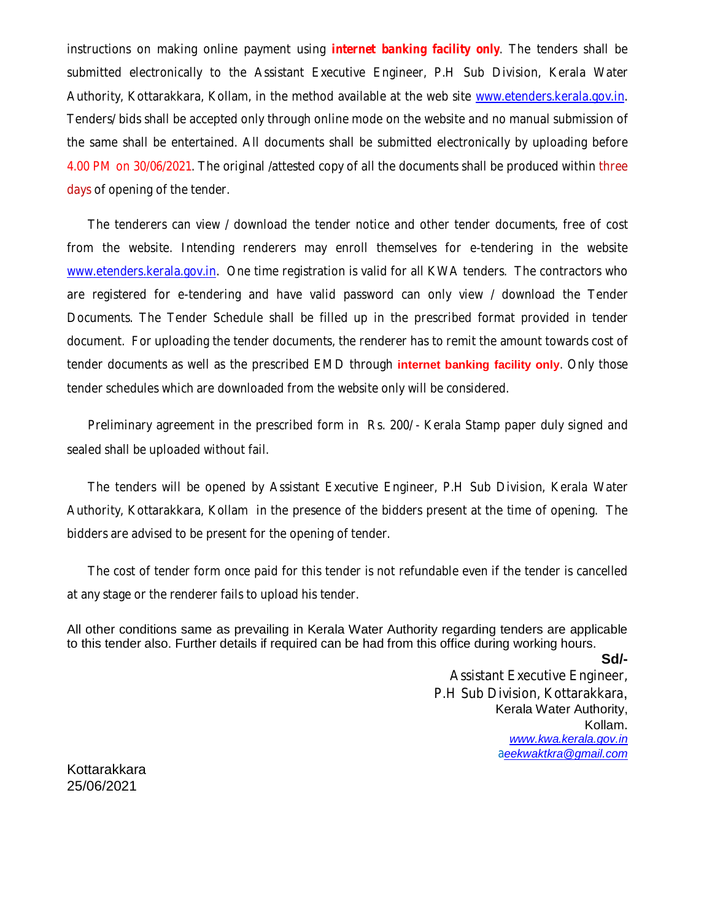instructions on making online payment using **internet banking facility only**. The tenders shall be submitted electronically to the Assistant Executive Engineer, P.H Sub Division, Kerala Water Authority, Kottarakkara, Kollam, in the method available at the web site www.etenders.kerala.gov.in. Tenders/ bids shall be accepted only through online mode on the website and no manual submission of the same shall be entertained. All documents shall be submitted electronically by uploading before 4.00 PM on 30/06/2021. The original /attested copy of all the documents shall be produced within three days of opening of the tender.

The tenderers can view / download the tender notice and other tender documents, free of cost from the website. Intending renderers may enroll themselves for e-tendering in the website www.etenders.kerala.gov.in. One time registration is valid for all KWA tenders. The contractors who are registered for e-tendering and have valid password can only view / download the Tender Documents. The Tender Schedule shall be filled up in the prescribed format provided in tender document. For uploading the tender documents, the renderer has to remit the amount towards cost of tender documents as well as the prescribed EMD through **internet banking facility only**. Only those tender schedules which are downloaded from the website only will be considered.

Preliminary agreement in the prescribed form in Rs. 200/- Kerala Stamp paper duly signed and sealed shall be uploaded without fail.

The tenders will be opened by Assistant Executive Engineer, P.H Sub Division, Kerala Water Authority, Kottarakkara, Kollam in the presence of the bidders present at the time of opening. The bidders are advised to be present for the opening of tender.

The cost of tender form once paid for this tender is not refundable even if the tender is cancelled at any stage or the renderer fails to upload his tender.

All other conditions same as prevailing in Kerala Water Authority regarding tenders are applicable to this tender also. Further details if required can be had from this office during working hours.

**Sd/-**

Assistant Executive Engineer,
P.H Sub Division, Kottarakkara,
Kerala Water Authority,
Kollam.
*www.kwa.kerala.gov.in*
*aeekwaktkra@gmail.com*

Kottarakkara
25/06/2021